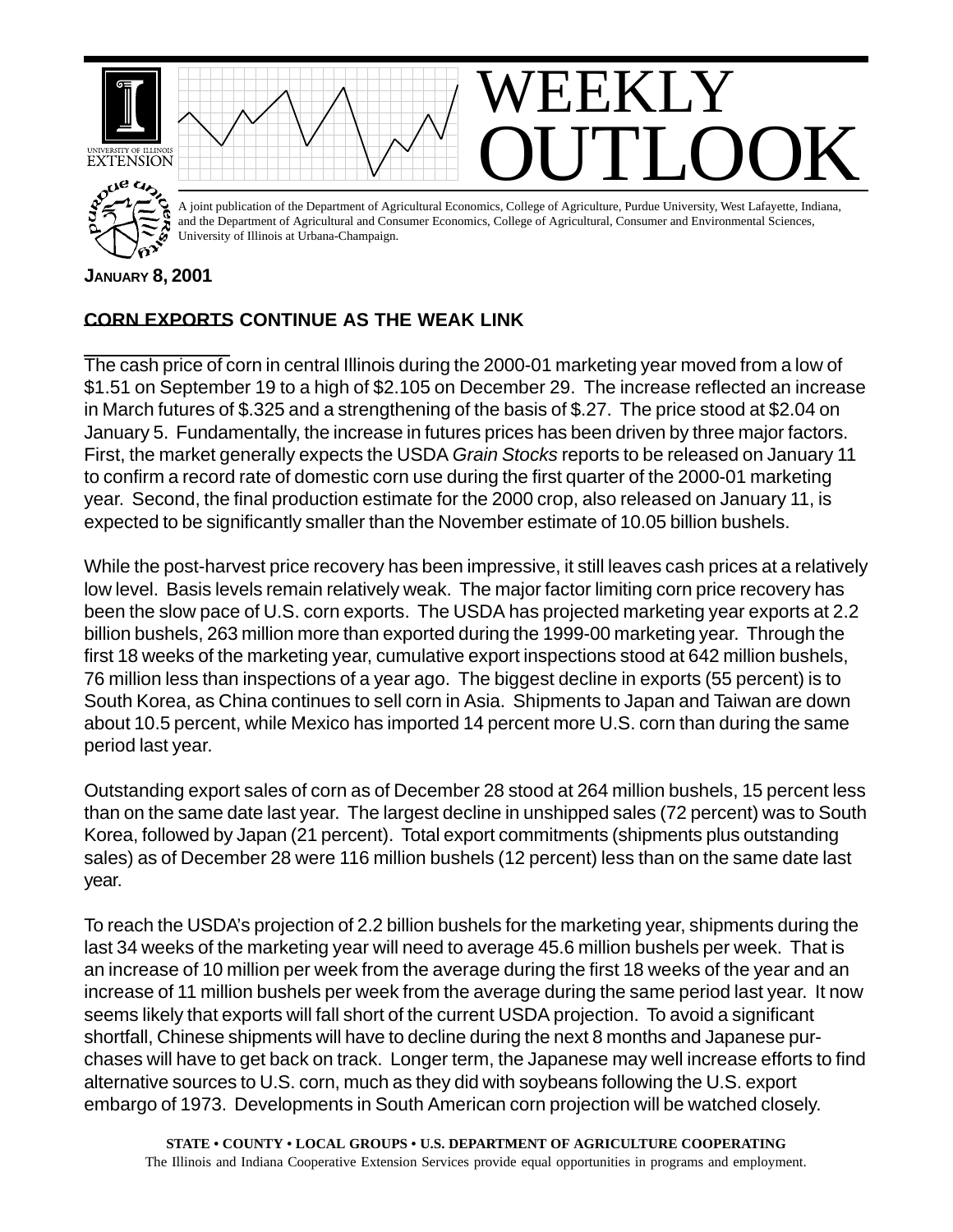# WEEKLY OUTLOOK

A joint publication of the Department of Agricultural Economics, College of Agriculture, Purdue University, West Lafayette, Indiana, and the Department of Agricultural and Consumer Economics, College of Agricultural, Consumer and Environmental Sciences, University of Illinois at Urbana-Champaign.

**JANUARY 8, 2001**

## CORN EXPORTS CONTINUE AS THE WEAK LINK

The cash price of corn in central Illinois during the 2000-01 marketing year moved from a low of $1.51 on September 19 to a high of $2.105 on December 29. The increase reflected an increase in March futures of $.325 and a strengthening of the basis of $.27. The price stood at $2.04 on January 5. Fundamentally, the increase in futures prices has been driven by three major factors. First, the market generally expects the USDA *Grain Stocks* reports to be released on January 11 to confirm a record rate of domestic corn use during the first quarter of the 2000-01 marketing year. Second, the final production estimate for the 2000 crop, also released on January 11, is expected to be significantly smaller than the November estimate of 10.05 billion bushels.

While the post-harvest price recovery has been impressive, it still leaves cash prices at a relatively low level. Basis levels remain relatively weak. The major factor limiting corn price recovery has been the slow pace of U.S. corn exports. The USDA has projected marketing year exports at 2.2 billion bushels, 263 million more than exported during the 1999-00 marketing year. Through the first 18 weeks of the marketing year, cumulative export inspections stood at 642 million bushels, 76 million less than inspections of a year ago. The biggest decline in exports (55 percent) is to South Korea, as China continues to sell corn in Asia. Shipments to Japan and Taiwan are down about 10.5 percent, while Mexico has imported 14 percent more U.S. corn than during the same period last year.

Outstanding export sales of corn as of December 28 stood at 264 million bushels, 15 percent less than on the same date last year. The largest decline in unshipped sales (72 percent) was to South Korea, followed by Japan (21 percent). Total export commitments (shipments plus outstanding sales) as of December 28 were 116 million bushels (12 percent) less than on the same date last year.

To reach the USDA's projection of 2.2 billion bushels for the marketing year, shipments during the last 34 weeks of the marketing year will need to average 45.6 million bushels per week. That is an increase of 10 million per week from the average during the first 18 weeks of the year and an increase of 11 million bushels per week from the average during the same period last year. It now seems likely that exports will fall short of the current USDA projection. To avoid a significant shortfall, Chinese shipments will have to decline during the next 8 months and Japanese purchases will have to get back on track. Longer term, the Japanese may well increase efforts to find alternative sources to U.S. corn, much as they did with soybeans following the U.S. export embargo of 1973. Developments in South American corn projection will be watched closely.

**STATE • COUNTY • LOCAL GROUPS • U.S. DEPARTMENT OF AGRICULTURE COOPERATING**

The Illinois and Indiana Cooperative Extension Services provide equal opportunities in programs and employment.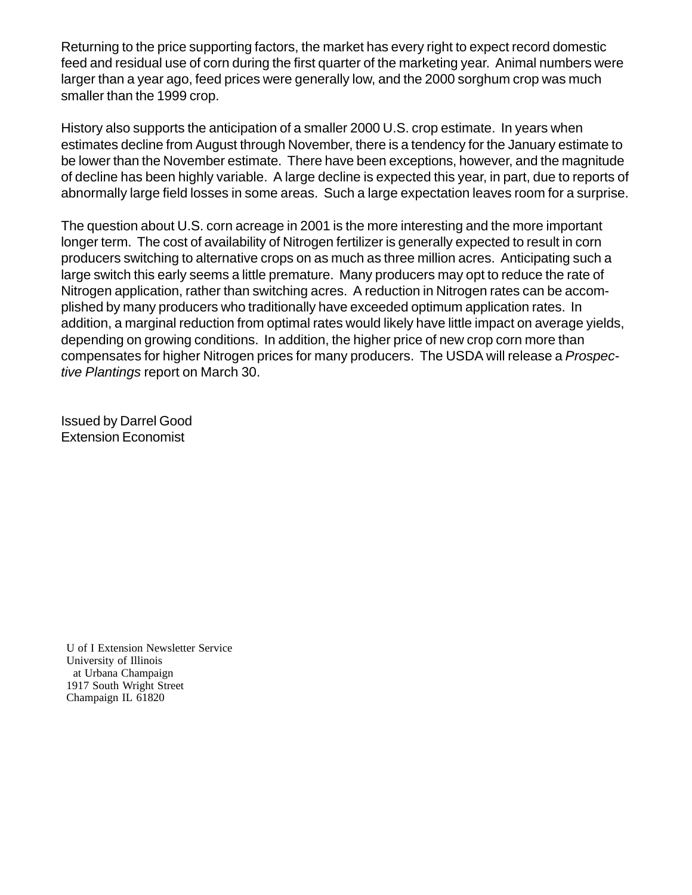Returning to the price supporting factors, the market has every right to expect record domestic feed and residual use of corn during the first quarter of the marketing year. Animal numbers were larger than a year ago, feed prices were generally low, and the 2000 sorghum crop was much smaller than the 1999 crop.

History also supports the anticipation of a smaller 2000 U.S. crop estimate. In years when estimates decline from August through November, there is a tendency for the January estimate to be lower than the November estimate. There have been exceptions, however, and the magnitude of decline has been highly variable. A large decline is expected this year, in part, due to reports of abnormally large field losses in some areas. Such a large expectation leaves room for a surprise.

The question about U.S. corn acreage in 2001 is the more interesting and the more important longer term. The cost of availability of Nitrogen fertilizer is generally expected to result in corn producers switching to alternative crops on as much as three million acres. Anticipating such a large switch this early seems a little premature. Many producers may opt to reduce the rate of Nitrogen application, rather than switching acres. A reduction in Nitrogen rates can be accomplished by many producers who traditionally have exceeded optimum application rates. In addition, a marginal reduction from optimal rates would likely have little impact on average yields, depending on growing conditions. In addition, the higher price of new crop corn more than compensates for higher Nitrogen prices for many producers. The USDA will release a *Prospective Plantings* report on March 30.

Issued by Darrel Good
Extension Economist

U of I Extension Newsletter Service
University of Illinois
at Urbana Champaign
1917 South Wright Street
Champaign IL 61820